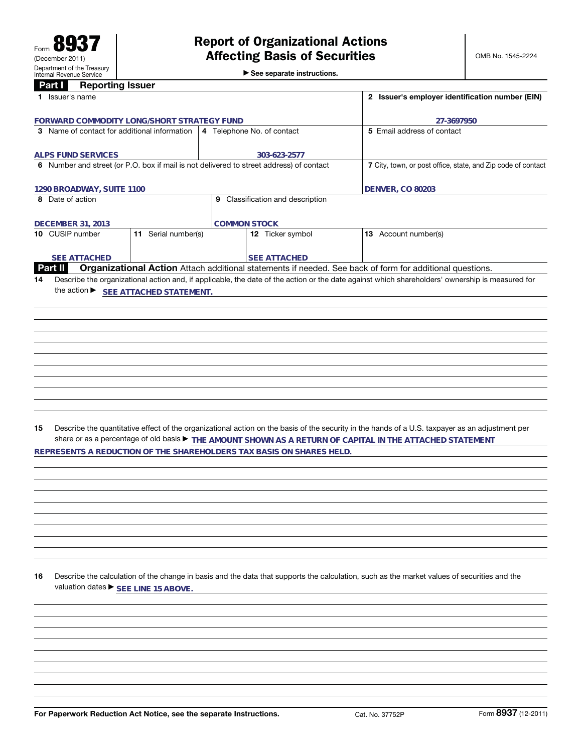Form **8937**
(December 2011)
Department of the Treasury
Internal Revenue Service

# Report of Organizational Actions Affecting Basis of Securities

▶ See separate instructions.

OMB No. 1545-2224

## Part I Reporting Issuer

| 1 Issuer's name | 2 Issuer's employer identification number (EIN) |
|---|---|
| FORWARD COMMODITY LONG/SHORT STRATEGY FUND | 27-3697950 |

| 3 Name of contact for additional information | 4 Telephone No. of contact | 5 Email address of contact |
|---|---|---|
| ALPS FUND SERVICES | 303-623-2577 | |

| 6 Number and street (or P.O. box if mail is not delivered to street address) of contact | 7 City, town, or post office, state, and Zip code of contact |
|---|---|
| 1290 BROADWAY, SUITE 1100 | DENVER, CO 80203 |

| 8 Date of action | 9 Classification and description |
|---|---|
| DECEMBER 31, 2013 | COMMON STOCK |

| 10 CUSIP number | 11 Serial number(s) | 12 Ticker symbol | 13 Account number(s) |
|---|---|---|---|
| SEE ATTACHED | | SEE ATTACHED | |

## Part II Organizational Action

Attach additional statements if needed. See back of form for additional questions.

**14** Describe the organizational action and, if applicable, the date of the action or the date against which shareholders' ownership is measured for the action ▶ SEE ATTACHED STATEMENT.

**15** Describe the quantitative effect of the organizational action on the basis of the security in the hands of a U.S. taxpayer as an adjustment per share or as a percentage of old basis ▶ THE AMOUNT SHOWN AS A RETURN OF CAPITAL IN THE ATTACHED STATEMENT REPRESENTS A REDUCTION OF THE SHAREHOLDERS TAX BASIS ON SHARES HELD.

**16** Describe the calculation of the change in basis and the data that supports the calculation, such as the market values of securities and the valuation dates ▶ SEE LINE 15 ABOVE.

For Paperwork Reduction Act Notice, see the separate Instructions. Cat. No. 37752P Form **8937** (12-2011)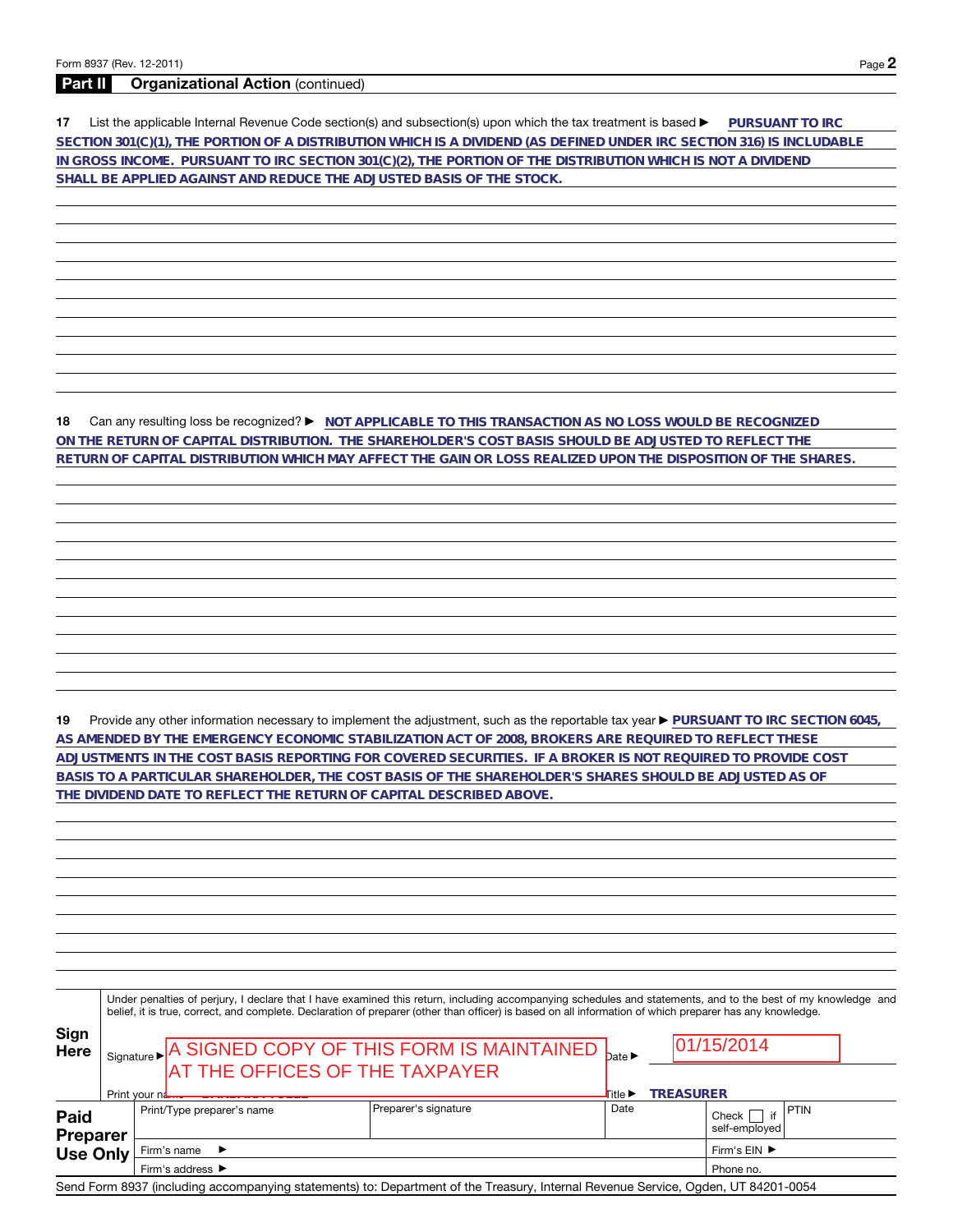Form 8937 (Rev. 12-2011)

## Part II Organizational Action (continued)

**17** List the applicable Internal Revenue Code section(s) and subsection(s) upon which the tax treatment is based ► PURSUANT TO IRC SECTION 301(C)(1), THE PORTION OF A DISTRIBUTION WHICH IS A DIVIDEND (AS DEFINED UNDER IRC SECTION 316) IS INCLUDABLE IN GROSS INCOME. PURSUANT TO IRC SECTION 301(C)(2), THE PORTION OF THE DISTRIBUTION WHICH IS NOT A DIVIDEND SHALL BE APPLIED AGAINST AND REDUCE THE ADJUSTED BASIS OF THE STOCK.

**18** Can any resulting loss be recognized? ► NOT APPLICABLE TO THIS TRANSACTION AS NO LOSS WOULD BE RECOGNIZED ON THE RETURN OF CAPITAL DISTRIBUTION. THE SHAREHOLDER'S COST BASIS SHOULD BE ADJUSTED TO REFLECT THE RETURN OF CAPITAL DISTRIBUTION WHICH MAY AFFECT THE GAIN OR LOSS REALIZED UPON THE DISPOSITION OF THE SHARES.

**19** Provide any other information necessary to implement the adjustment, such as the reportable tax year ► PURSUANT TO IRC SECTION 6045, AS AMENDED BY THE EMERGENCY ECONOMIC STABILIZATION ACT OF 2008, BROKERS ARE REQUIRED TO REFLECT THESE ADJUSTMENTS IN THE COST BASIS REPORTING FOR COVERED SECURITIES. IF A BROKER IS NOT REQUIRED TO PROVIDE COST BASIS TO A PARTICULAR SHAREHOLDER, THE COST BASIS OF THE SHAREHOLDER'S SHARES SHOULD BE ADJUSTED AS OF THE DIVIDEND DATE TO REFLECT THE RETURN OF CAPITAL DESCRIBED ABOVE.

**Sign Here**

Under penalties of perjury, I declare that I have examined this return, including accompanying schedules and statements, and to the best of my knowledge and belief, it is true, correct, and complete. Declaration of preparer (other than officer) is based on all information of which preparer has any knowledge.

Signature ► A SIGNED COPY OF THIS FORM IS MAINTAINED AT THE OFFICES OF THE TAXPAYER

Date ► 01/15/2014

Print your name ►

Title ► TREASURER

**Paid Preparer Use Only**

| Print/Type preparer's name | Preparer's signature | Date | Check ☐ if self-employed | PTIN |
|---|---|---|---|---|
| Firm's name ► | | | Firm's EIN ► | |
| Firm's address ► | | | Phone no. | |

Send Form 8937 (including accompanying statements) to: Department of the Treasury, Internal Revenue Service, Ogden, UT 84201-0054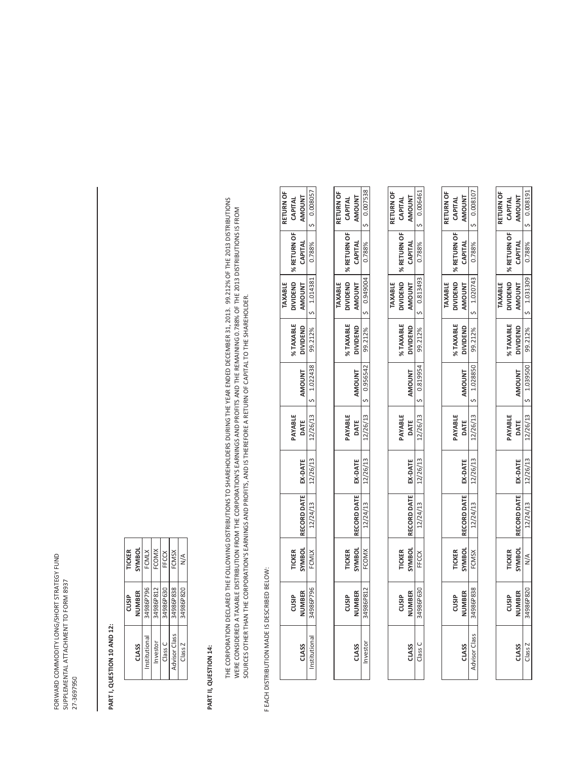FORWARD COMMODITY LONG/SHORT STRATEGY FUND
SUPPLEMENTAL ATTACHMENT TO FORM 8937
27-3697950

**PART I, QUESTION 10 AND 12:**

| CLASS | CUSIP NUMBER | TICKER SYMBOL |
|---|---|---|
| Institutional | 34986P796 | FCMLX |
| Investor | 34986P812 | FCOMX |
| Class C | 34986P630 | FFCCX |
| Advisor Class | 34986P838 | FCMSX |
| Class Z | 34986P820 | N/A |

**PART II, QUESTION 14:**

THE CORPORATION DECLARED THE FOLLOWING DISTRIBUTIONS TO SHAREHOLDERS DURING THE YEAR ENDED DECEMBER 31, 2013. 99.212% OF THE 2013 DISTRIBUTIONS WERE CONSIDERED A TAXABLE DISTRIBUTION FROM THE CORPORATION'S EARNINGS AND PROFITS AND THE REMAINING 0.788% OF THE 2013 DISTRIBUTIONS IS FROM SOURCES OTHER THAN THE CORPORATION'S EARNINGS AND PROFITS, AND IS THEREFORE A RETURN OF CAPITAL TO THE SHAREHOLDER.

F EACH DISTRIBUTION MADE IS DESCRIBED BELOW:

| CLASS | CUSIP NUMBER | TICKER SYMBOL | RECORD DATE | EX-DATE | PAYABLE DATE | AMOUNT | % TAXABLE DIVIDEND | TAXABLE DIVIDEND AMOUNT | % RETURN OF CAPITAL | RETURN OF CAPITAL AMOUNT |
|---|---|---|---|---|---|---|---|---|---|---|
| Institutional | 34986P796 | FCMLX | 12/24/13 | 12/26/13 | 12/26/13 | $ 1.022438 | 99.212% | $ 1.014381 | 0.788% | $ 0.008057 |

| CLASS | CUSIP NUMBER | TICKER SYMBOL | RECORD DATE | EX-DATE | PAYABLE DATE | AMOUNT | % TAXABLE DIVIDEND | TAXABLE DIVIDEND AMOUNT | % RETURN OF CAPITAL | RETURN OF CAPITAL AMOUNT |
|---|---|---|---|---|---|---|---|---|---|---|
| Investor | 34986P812 | FCOMX | 12/24/13 | 12/26/13 | 12/26/13 | $ 0.956542 | 99.212% | $ 0.949004 | 0.788% | $ 0.007538 |

| CLASS | CUSIP NUMBER | TICKER SYMBOL | RECORD DATE | EX-DATE | PAYABLE DATE | AMOUNT | % TAXABLE DIVIDEND | TAXABLE DIVIDEND AMOUNT | % RETURN OF CAPITAL | RETURN OF CAPITAL AMOUNT |
|---|---|---|---|---|---|---|---|---|---|---|
| Class C | 34986P630 | FFCCX | 12/24/13 | 12/26/13 | 12/26/13 | $ 0.819954 | 99.212% | $ 0.813493 | 0.788% | $ 0.006461 |

| CLASS | CUSIP NUMBER | TICKER SYMBOL | RECORD DATE | EX-DATE | PAYABLE DATE | AMOUNT | % TAXABLE DIVIDEND | TAXABLE DIVIDEND AMOUNT | % RETURN OF CAPITAL | RETURN OF CAPITAL AMOUNT |
|---|---|---|---|---|---|---|---|---|---|---|
| Advisor Class | 34986P838 | FCMSX | 12/24/13 | 12/26/13 | 12/26/13 | $ 1.028850 | 99.212% | $ 1.020743 | 0.788% | $ 0.008107 |

| CLASS | CUSIP NUMBER | TICKER SYMBOL | RECORD DATE | EX-DATE | PAYABLE DATE | AMOUNT | % TAXABLE DIVIDEND | TAXABLE DIVIDEND AMOUNT | % RETURN OF CAPITAL | RETURN OF CAPITAL AMOUNT |
|---|---|---|---|---|---|---|---|---|---|---|
| Class Z | 34986P820 | N/A | 12/24/13 | 12/26/13 | 12/26/13 | $ 1.039500 | 99.212% | $ 1.031309 | 0.788% | $ 0.008191 |